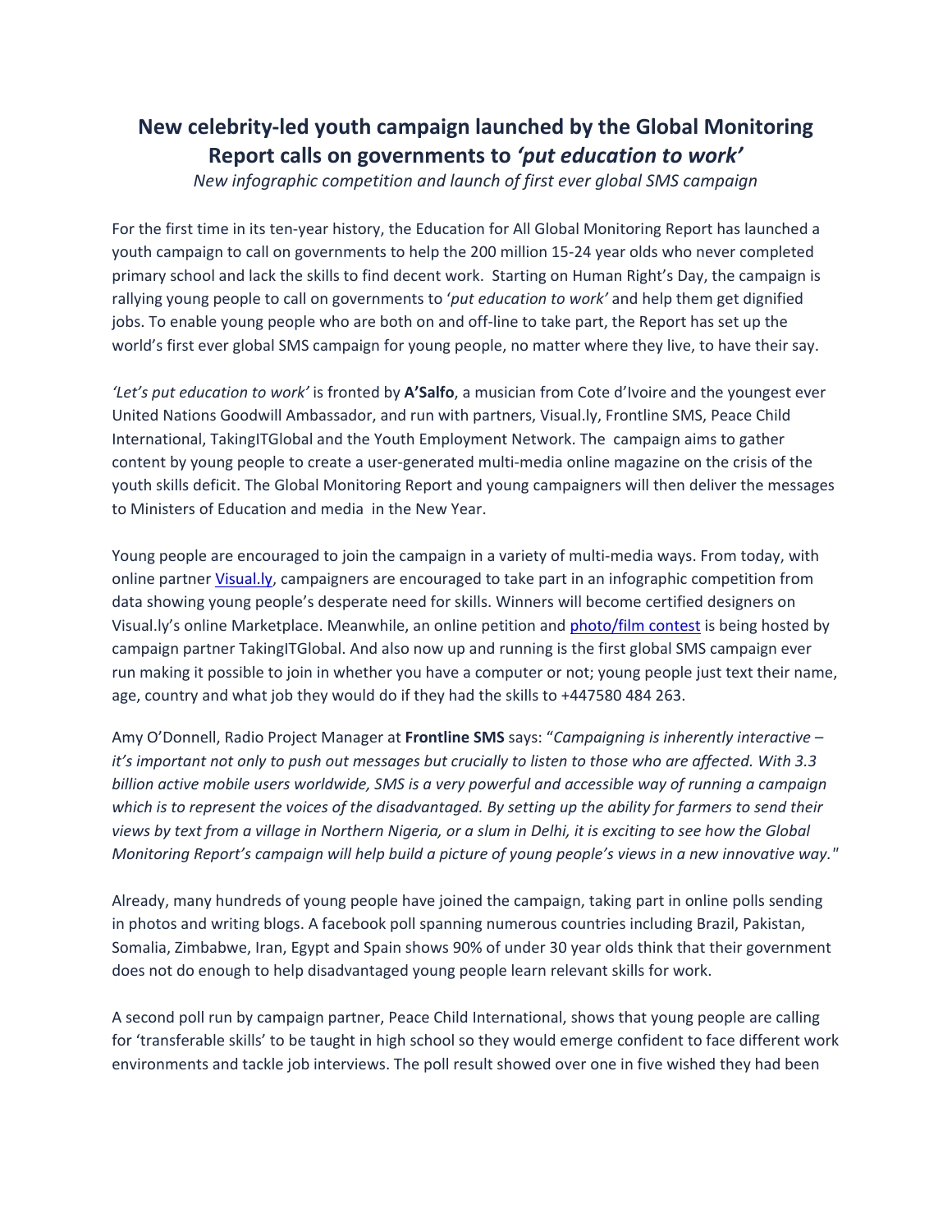# New celebrity-led youth campaign launched by the Global Monitoring Report calls on governments to *'put education to work'*

*New infographic competition and launch of first ever global SMS campaign*

For the first time in its ten-year history, the Education for All Global Monitoring Report has launched a youth campaign to call on governments to help the 200 million 15-24 year olds who never completed primary school and lack the skills to find decent work. Starting on Human Right's Day, the campaign is rallying young people to call on governments to '*put education to work*' and help them get dignified jobs. To enable young people who are both on and off-line to take part, the Report has set up the world's first ever global SMS campaign for young people, no matter where they live, to have their say.

*'Let's put education to work'* is fronted by **A'Salfo**, a musician from Cote d'Ivoire and the youngest ever United Nations Goodwill Ambassador, and run with partners, Visual.ly, Frontline SMS, Peace Child International, TakingITGlobal and the Youth Employment Network. The campaign aims to gather content by young people to create a user-generated multi-media online magazine on the crisis of the youth skills deficit. The Global Monitoring Report and young campaigners will then deliver the messages to Ministers of Education and media in the New Year.

Young people are encouraged to join the campaign in a variety of multi-media ways. From today, with online partner Visual.ly, campaigners are encouraged to take part in an infographic competition from data showing young people's desperate need for skills. Winners will become certified designers on Visual.ly's online Marketplace. Meanwhile, an online petition and photo/film contest is being hosted by campaign partner TakingITGlobal. And also now up and running is the first global SMS campaign ever run making it possible to join in whether you have a computer or not; young people just text their name, age, country and what job they would do if they had the skills to +447580 484 263.

Amy O'Donnell, Radio Project Manager at **Frontline SMS** says: "*Campaigning is inherently interactive – it's important not only to push out messages but crucially to listen to those who are affected. With 3.3 billion active mobile users worldwide, SMS is a very powerful and accessible way of running a campaign which is to represent the voices of the disadvantaged. By setting up the ability for farmers to send their views by text from a village in Northern Nigeria, or a slum in Delhi, it is exciting to see how the Global Monitoring Report's campaign will help build a picture of young people's views in a new innovative way.*"

Already, many hundreds of young people have joined the campaign, taking part in online polls sending in photos and writing blogs. A facebook poll spanning numerous countries including Brazil, Pakistan, Somalia, Zimbabwe, Iran, Egypt and Spain shows 90% of under 30 year olds think that their government does not do enough to help disadvantaged young people learn relevant skills for work.

A second poll run by campaign partner, Peace Child International, shows that young people are calling for 'transferable skills' to be taught in high school so they would emerge confident to face different work environments and tackle job interviews. The poll result showed over one in five wished they had been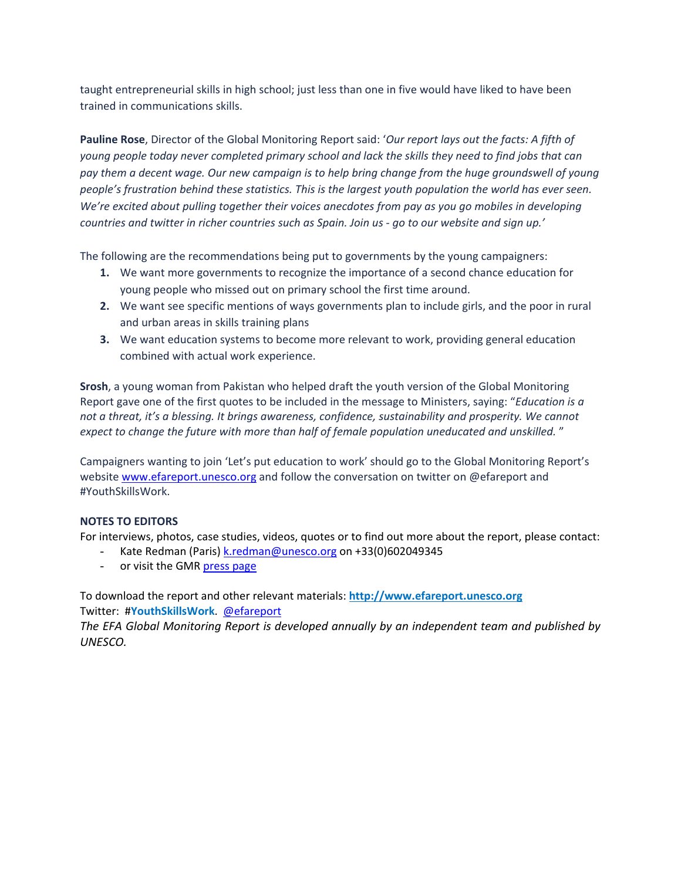taught entrepreneurial skills in high school; just less than one in five would have liked to have been trained in communications skills.

**Pauline Rose**, Director of the Global Monitoring Report said: '*Our report lays out the facts: A fifth of young people today never completed primary school and lack the skills they need to find jobs that can pay them a decent wage. Our new campaign is to help bring change from the huge groundswell of young people's frustration behind these statistics. This is the largest youth population the world has ever seen. We're excited about pulling together their voices anecdotes from pay as you go mobiles in developing countries and twitter in richer countries such as Spain. Join us - go to our website and sign up.*'

The following are the recommendations being put to governments by the young campaigners:

1. We want more governments to recognize the importance of a second chance education for young people who missed out on primary school the first time around.
2. We want see specific mentions of ways governments plan to include girls, and the poor in rural and urban areas in skills training plans
3. We want education systems to become more relevant to work, providing general education combined with actual work experience.

**Srosh**, a young woman from Pakistan who helped draft the youth version of the Global Monitoring Report gave one of the first quotes to be included in the message to Ministers, saying: "*Education is a not a threat, it's a blessing. It brings awareness, confidence, sustainability and prosperity. We cannot expect to change the future with more than half of female population uneducated and unskilled.* "

Campaigners wanting to join 'Let's put education to work' should go to the Global Monitoring Report's website www.efareport.unesco.org and follow the conversation on twitter on @efareport and #YouthSkillsWork.

**NOTES TO EDITORS**

For interviews, photos, case studies, videos, quotes or to find out more about the report, please contact:

- Kate Redman (Paris) k.redman@unesco.org on +33(0)602049345
- or visit the GMR press page

To download the report and other relevant materials: **http://www.efareport.unesco.org**
Twitter: #**YouthSkillsWork**. @efareport
*The EFA Global Monitoring Report is developed annually by an independent team and published by UNESCO.*